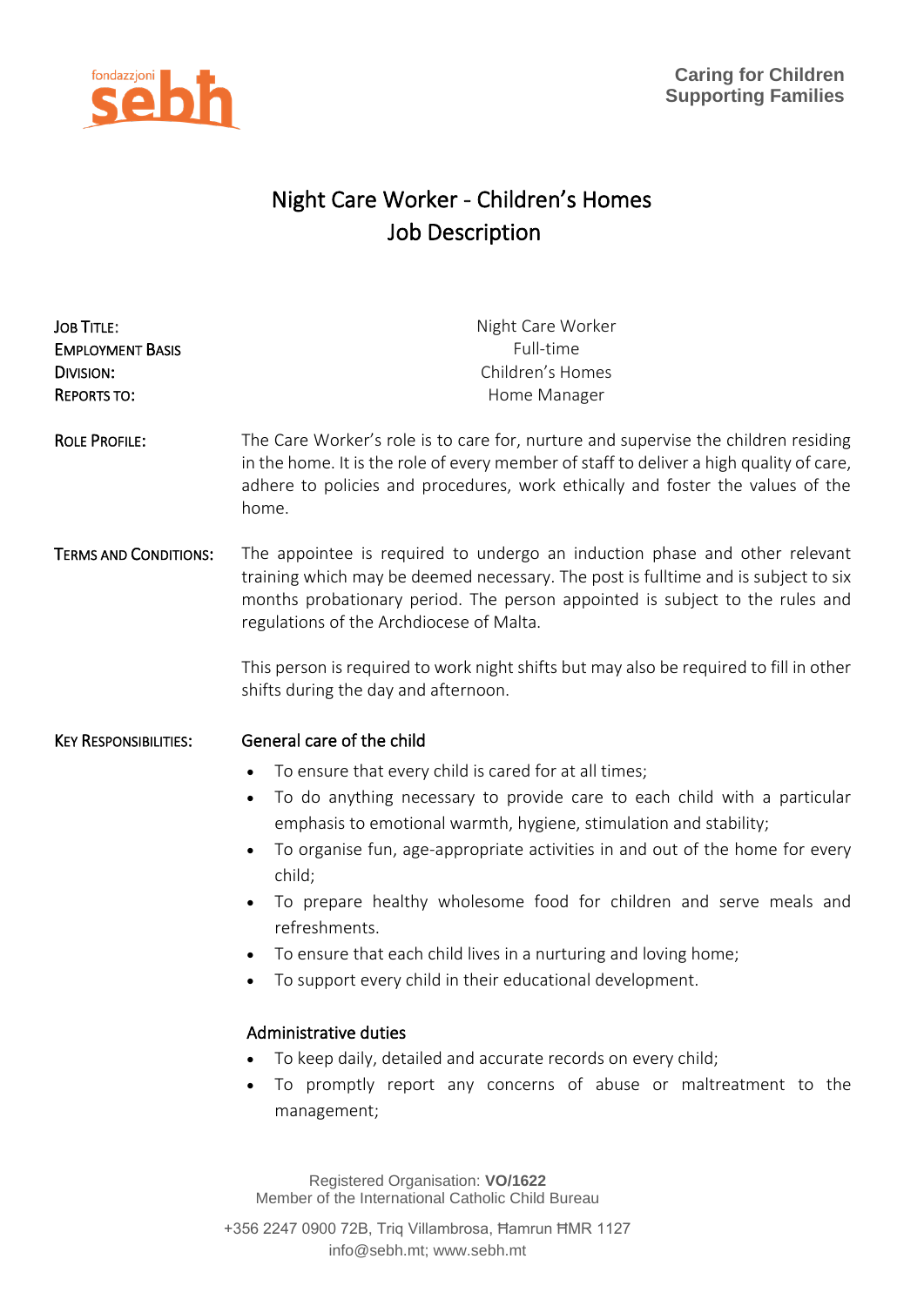fondazzjoni **sebh**

**Caring for Children**
**Supporting Families**

# Night Care Worker - Children's Homes
# Job Description

| | |
|---|---|
| JOB TITLE: | Night Care Worker |
| EMPLOYMENT BASIS | Full-time |
| DIVISION: | Children's Homes |
| REPORTS TO: | Home Manager |

**ROLE PROFILE:** The Care Worker's role is to care for, nurture and supervise the children residing in the home. It is the role of every member of staff to deliver a high quality of care, adhere to policies and procedures, work ethically and foster the values of the home.

**TERMS AND CONDITIONS:** The appointee is required to undergo an induction phase and other relevant training which may be deemed necessary. The post is fulltime and is subject to six months probationary period. The person appointed is subject to the rules and regulations of the Archdiocese of Malta.

This person is required to work night shifts but may also be required to fill in other shifts during the day and afternoon.

**KEY RESPONSIBILITIES:**

## General care of the child

- To ensure that every child is cared for at all times;
- To do anything necessary to provide care to each child with a particular emphasis to emotional warmth, hygiene, stimulation and stability;
- To organise fun, age-appropriate activities in and out of the home for every child;
- To prepare healthy wholesome food for children and serve meals and refreshments.
- To ensure that each child lives in a nurturing and loving home;
- To support every child in their educational development.

## Administrative duties

- To keep daily, detailed and accurate records on every child;
- To promptly report any concerns of abuse or maltreatment to the management;

Registered Organisation: **VO/1622**
Member of the International Catholic Child Bureau

+356 2247 0900 72B, Triq Villambrosa, Ħamrun ĦMR 1127
info@sebh.mt; www.sebh.mt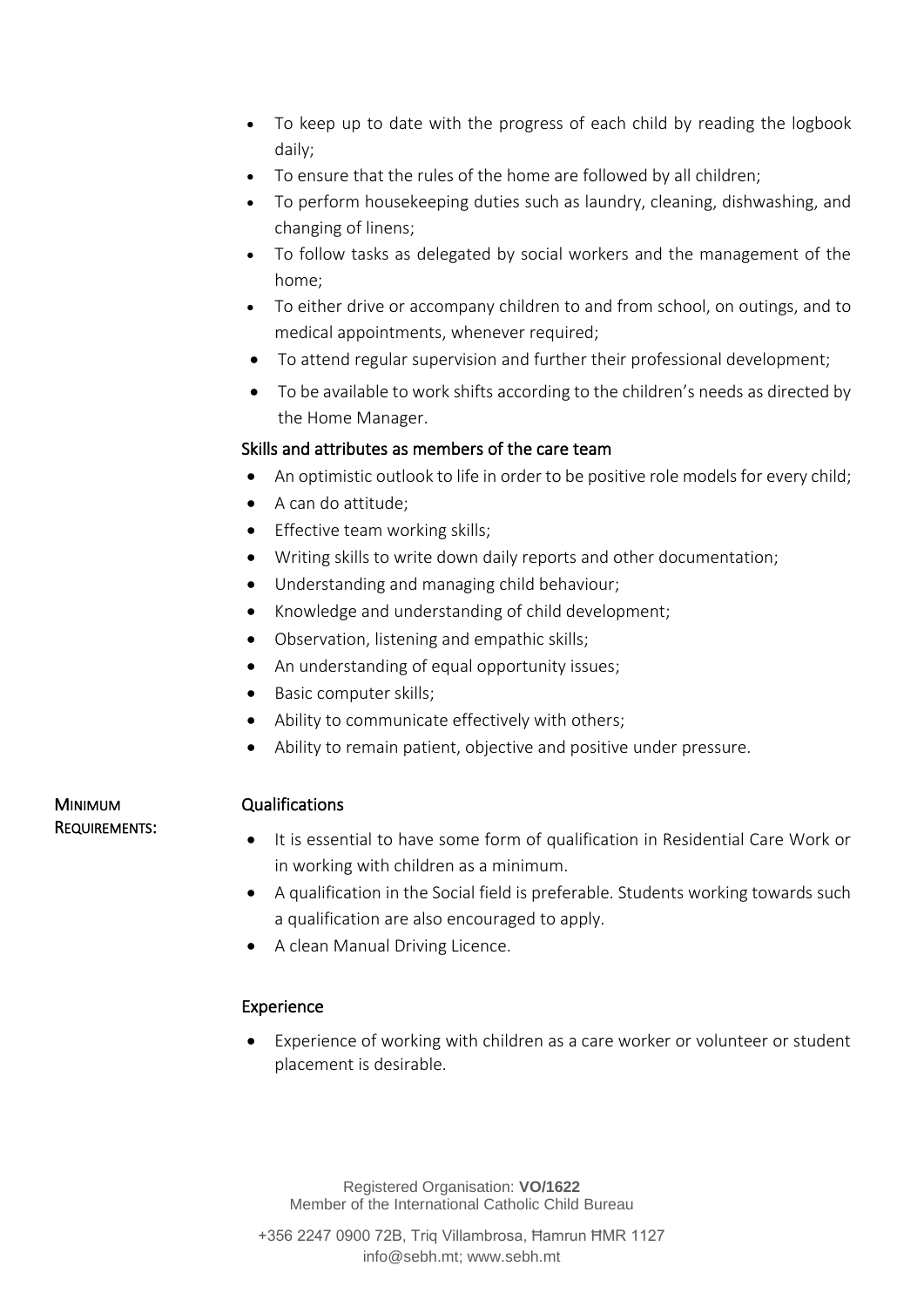- To keep up to date with the progress of each child by reading the logbook daily;
- To ensure that the rules of the home are followed by all children;
- To perform housekeeping duties such as laundry, cleaning, dishwashing, and changing of linens;
- To follow tasks as delegated by social workers and the management of the home;
- To either drive or accompany children to and from school, on outings, and to medical appointments, whenever required;
- To attend regular supervision and further their professional development;
- To be available to work shifts according to the children's needs as directed by the Home Manager.

Skills and attributes as members of the care team

- An optimistic outlook to life in order to be positive role models for every child;
- A can do attitude;
- Effective team working skills;
- Writing skills to write down daily reports and other documentation;
- Understanding and managing child behaviour;
- Knowledge and understanding of child development;
- Observation, listening and empathic skills;
- An understanding of equal opportunity issues;
- Basic computer skills;
- Ability to communicate effectively with others;
- Ability to remain patient, objective and positive under pressure.

**MINIMUM REQUIREMENTS:**

Qualifications

- It is essential to have some form of qualification in Residential Care Work or in working with children as a minimum.
- A qualification in the Social field is preferable. Students working towards such a qualification are also encouraged to apply.
- A clean Manual Driving Licence.

Experience

- Experience of working with children as a care worker or volunteer or student placement is desirable.

Registered Organisation: **VO/1622**
Member of the International Catholic Child Bureau

+356 2247 0900 72B, Triq Villambrosa, Ħamrun ĦMR 1127
info@sebh.mt; www.sebh.mt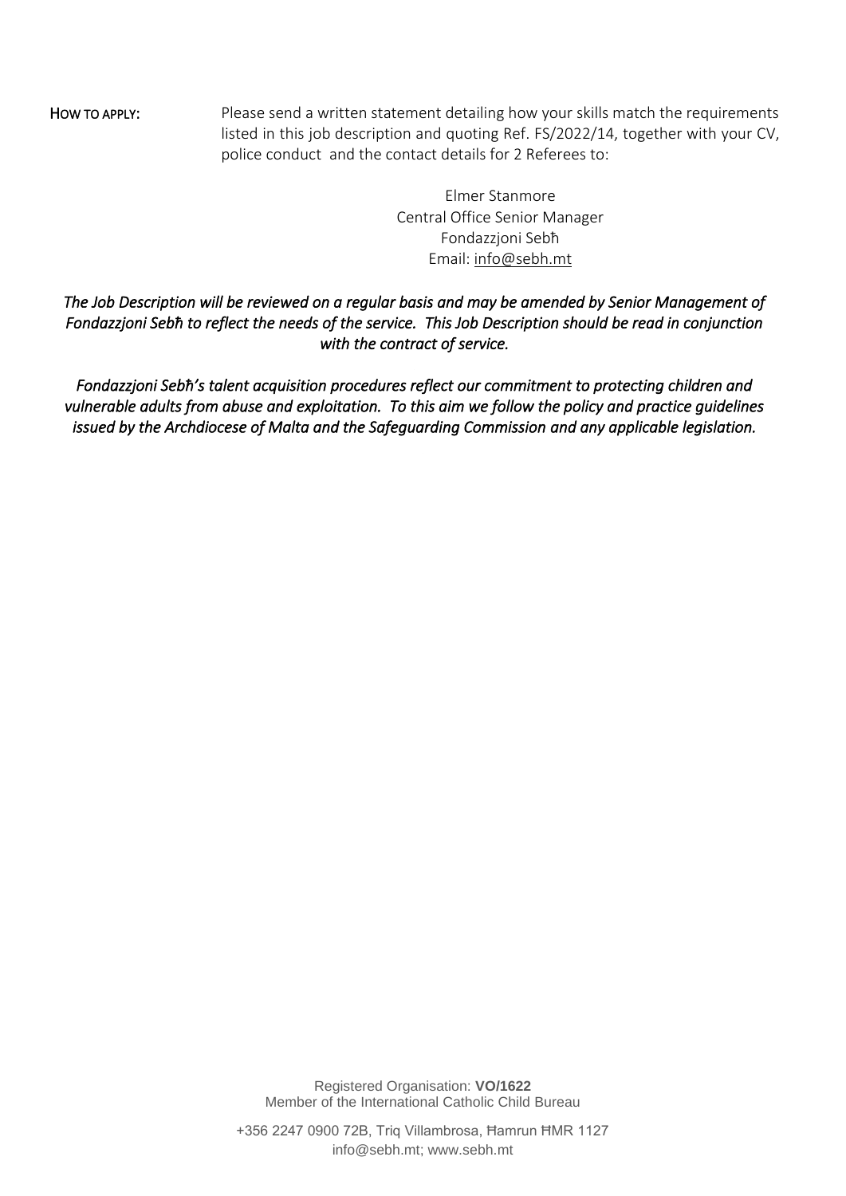**HOW TO APPLY:** Please send a written statement detailing how your skills match the requirements listed in this job description and quoting Ref. FS/2022/14, together with your CV, police conduct and the contact details for 2 Referees to:

Elmer Stanmore  
Central Office Senior Manager  
Fondazzjoni Sebħ  
Email: info@sebh.mt

*The Job Description will be reviewed on a regular basis and may be amended by Senior Management of Fondazzjoni Sebħ to reflect the needs of the service. This Job Description should be read in conjunction with the contract of service.*

*Fondazzjoni Sebħ's talent acquisition procedures reflect our commitment to protecting children and vulnerable adults from abuse and exploitation. To this aim we follow the policy and practice guidelines issued by the Archdiocese of Malta and the Safeguarding Commission and any applicable legislation.*

Registered Organisation: **VO/1622**  
Member of the International Catholic Child Bureau

+356 2247 0900 72B, Triq Villambrosa, Ħamrun ĦMR 1127  
info@sebh.mt; www.sebh.mt